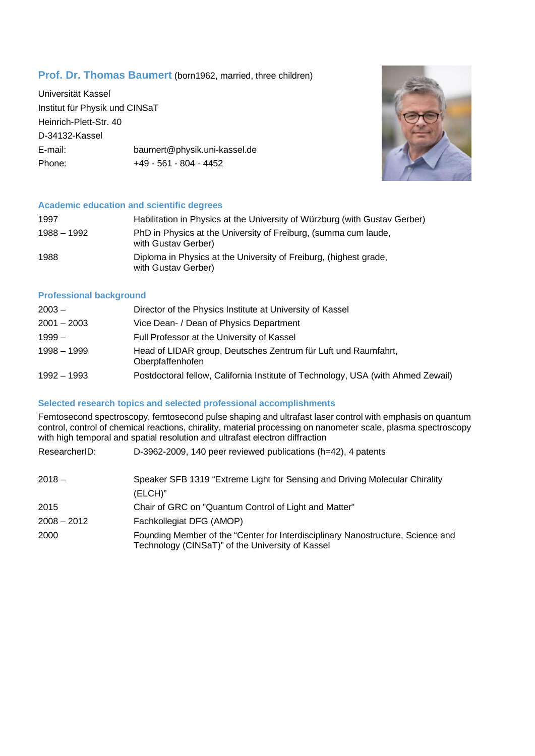## **Prof. Dr. Thomas Baumert** (born1962, married, three children)

Universität Kassel
Institut für Physik und CINSaT
Heinrich-Plett-Str. 40
D-34132-Kassel

| | |
|---|---|
| E-mail: | baumert@physik.uni-kassel.de |
| Phone: | +49 - 561 - 804 - 4452 |

### Academic education and scientific degrees

| | |
|---|---|
| 1997 | Habilitation in Physics at the University of Würzburg (with Gustav Gerber) |
| 1988 – 1992 | PhD in Physics at the University of Freiburg, (summa cum laude, with Gustav Gerber) |
| 1988 | Diploma in Physics at the University of Freiburg, (highest grade, with Gustav Gerber) |

### Professional background

| | |
|---|---|
| 2003 – | Director of the Physics Institute at University of Kassel |
| 2001 – 2003 | Vice Dean- / Dean of Physics Department |
| 1999 – | Full Professor at the University of Kassel |
| 1998 – 1999 | Head of LIDAR group, Deutsches Zentrum für Luft und Raumfahrt, Oberpfaffenhofen |
| 1992 – 1993 | Postdoctoral fellow, California Institute of Technology, USA (with Ahmed Zewail) |

### Selected research topics and selected professional accomplishments

Femtosecond spectroscopy, femtosecond pulse shaping and ultrafast laser control with emphasis on quantum control, control of chemical reactions, chirality, material processing on nanometer scale, plasma spectroscopy with high temporal and spatial resolution and ultrafast electron diffraction

| | |
|---|---|
| ResearcherID: | D-3962-2009, 140 peer reviewed publications (h=42), 4 patents |

| | |
|---|---|
| 2018 – | Speaker SFB 1319 “Extreme Light for Sensing and Driving Molecular Chirality (ELCH)” |
| 2015 | Chair of GRC on "Quantum Control of Light and Matter" |
| 2008 – 2012 | Fachkollegiat DFG (AMOP) |
| 2000 | Founding Member of the “Center for Interdisciplinary Nanostructure, Science and Technology (CINSaT)” of the University of Kassel |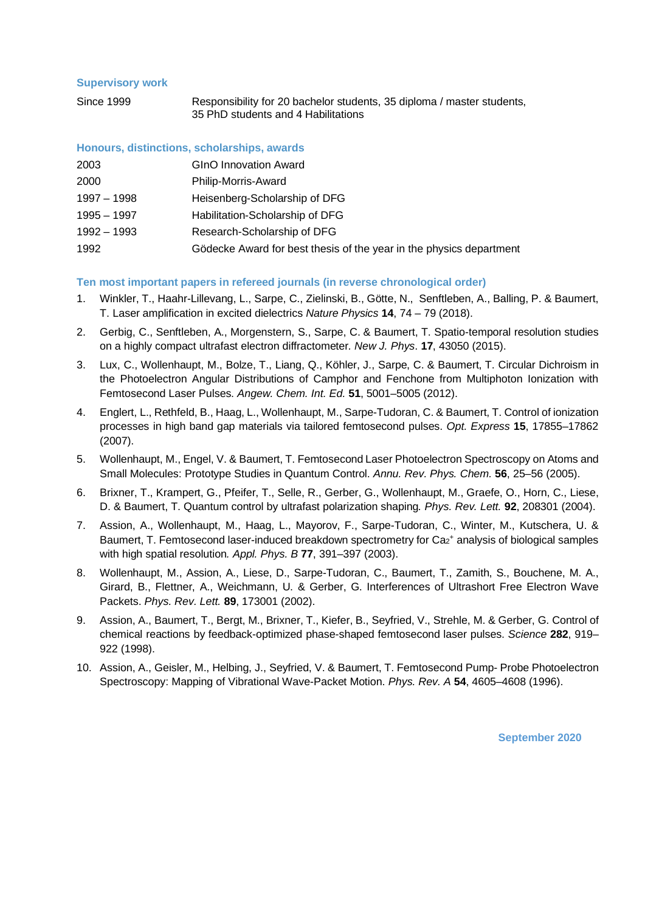## Supervisory work

| | |
|---|---|
| Since 1999 | Responsibility for 20 bachelor students, 35 diploma / master students, 35 PhD students and 4 Habilitations |

## Honours, distinctions, scholarships, awards

| | |
|---|---|
| 2003 | GInO Innovation Award |
| 2000 | Philip-Morris-Award |
| 1997 – 1998 | Heisenberg-Scholarship of DFG |
| 1995 – 1997 | Habilitation-Scholarship of DFG |
| 1992 – 1993 | Research-Scholarship of DFG |
| 1992 | Gödecke Award for best thesis of the year in the physics department |

## Ten most important papers in refereed journals (in reverse chronological order)

1. Winkler, T., Haahr-Lillevang, L., Sarpe, C., Zielinski, B., Götte, N., Senftleben, A., Balling, P. & Baumert, T. Laser amplification in excited dielectrics *Nature Physics* **14**, 74 – 79 (2018).
2. Gerbig, C., Senftleben, A., Morgenstern, S., Sarpe, C. & Baumert, T. Spatio-temporal resolution studies on a highly compact ultrafast electron diffractometer. *New J. Phys*. **17**, 43050 (2015).
3. Lux, C., Wollenhaupt, M., Bolze, T., Liang, Q., Köhler, J., Sarpe, C. & Baumert, T. Circular Dichroism in the Photoelectron Angular Distributions of Camphor and Fenchone from Multiphoton Ionization with Femtosecond Laser Pulses. *Angew. Chem. Int. Ed.* **51**, 5001–5005 (2012).
4. Englert, L., Rethfeld, B., Haag, L., Wollenhaupt, M., Sarpe-Tudoran, C. & Baumert, T. Control of ionization processes in high band gap materials via tailored femtosecond pulses. *Opt. Express* **15**, 17855–17862 (2007).
5. Wollenhaupt, M., Engel, V. & Baumert, T. Femtosecond Laser Photoelectron Spectroscopy on Atoms and Small Molecules: Prototype Studies in Quantum Control. *Annu. Rev. Phys. Chem.* **56**, 25–56 (2005).
6. Brixner, T., Krampert, G., Pfeifer, T., Selle, R., Gerber, G., Wollenhaupt, M., Graefe, O., Horn, C., Liese, D. & Baumert, T. Quantum control by ultrafast polarization shaping. *Phys. Rev. Lett.* **92**, 208301 (2004).
7. Assion, A., Wollenhaupt, M., Haag, L., Mayorov, F., Sarpe-Tudoran, C., Winter, M., Kutschera, U. & Baumert, T. Femtosecond laser-induced breakdown spectrometry for $Ca^{2+}$ analysis of biological samples with high spatial resolution. *Appl. Phys. B* **77**, 391–397 (2003).
8. Wollenhaupt, M., Assion, A., Liese, D., Sarpe-Tudoran, C., Baumert, T., Zamith, S., Bouchene, M. A., Girard, B., Flettner, A., Weichmann, U. & Gerber, G. Interferences of Ultrashort Free Electron Wave Packets. *Phys. Rev. Lett.* **89**, 173001 (2002).
9. Assion, A., Baumert, T., Bergt, M., Brixner, T., Kiefer, B., Seyfried, V., Strehle, M. & Gerber, G. Control of chemical reactions by feedback-optimized phase-shaped femtosecond laser pulses. *Science* **282**, 919–922 (1998).
10. Assion, A., Geisler, M., Helbing, J., Seyfried, V. & Baumert, T. Femtosecond Pump- Probe Photoelectron Spectroscopy: Mapping of Vibrational Wave-Packet Motion. *Phys. Rev. A* **54**, 4605–4608 (1996).

**September 2020**